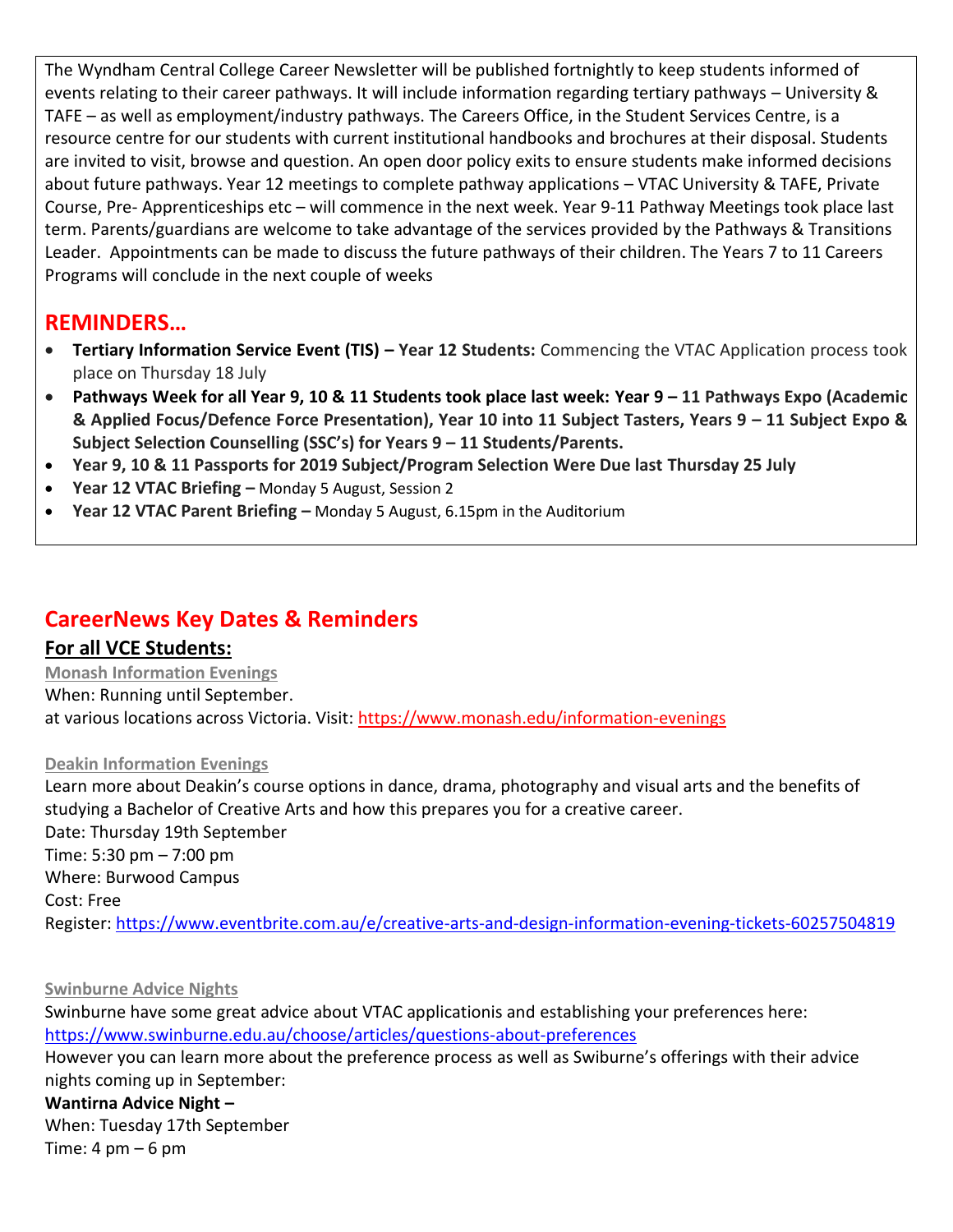The Wyndham Central College Career Newsletter will be published fortnightly to keep students informed of events relating to their career pathways. It will include information regarding tertiary pathways – University & TAFE – as well as employment/industry pathways. The Careers Office, in the Student Services Centre, is a resource centre for our students with current institutional handbooks and brochures at their disposal. Students are invited to visit, browse and question. An open door policy exits to ensure students make informed decisions about future pathways. Year 12 meetings to complete pathway applications – VTAC University & TAFE, Private Course, Pre- Apprenticeships etc – will commence in the next week. Year 9-11 Pathway Meetings took place last term. Parents/guardians are welcome to take advantage of the services provided by the Pathways & Transitions Leader. Appointments can be made to discuss the future pathways of their children. The Years 7 to 11 Careers Programs will conclude in the next couple of weeks

## REMINDERS…

- **Tertiary Information Service Event (TIS) – Year 12 Students:** Commencing the VTAC Application process took place on Thursday 18 July
- **Pathways Week for all Year 9, 10 & 11 Students took place last week: Year 9 – 11 Pathways Expo (Academic & Applied Focus/Defence Force Presentation), Year 10 into 11 Subject Tasters, Years 9 – 11 Subject Expo & Subject Selection Counselling (SSC's) for Years 9 – 11 Students/Parents.**
- **Year 9, 10 & 11 Passports for 2019 Subject/Program Selection Were Due last Thursday 25 July**
- **Year 12 VTAC Briefing –** Monday 5 August, Session 2
- **Year 12 VTAC Parent Briefing –** Monday 5 August, 6.15pm in the Auditorium

## CareerNews Key Dates & Reminders

### For all VCE Students:

**Monash Information Evenings**

When: Running until September.
at various locations across Victoria. Visit: https://www.monash.edu/information-evenings

**Deakin Information Evenings**

Learn more about Deakin's course options in dance, drama, photography and visual arts and the benefits of studying a Bachelor of Creative Arts and how this prepares you for a creative career.
Date: Thursday 19th September
Time: 5:30 pm – 7:00 pm
Where: Burwood Campus
Cost: Free
Register: https://www.eventbrite.com.au/e/creative-arts-and-design-information-evening-tickets-60257504819

**Swinburne Advice Nights**

Swinburne have some great advice about VTAC applicationis and establishing your preferences here: https://www.swinburne.edu.au/choose/articles/questions-about-preferences
However you can learn more about the preference process as well as Swiburne's offerings with their advice nights coming up in September:

**Wantirna Advice Night –**
When: Tuesday 17th September
Time: 4 pm – 6 pm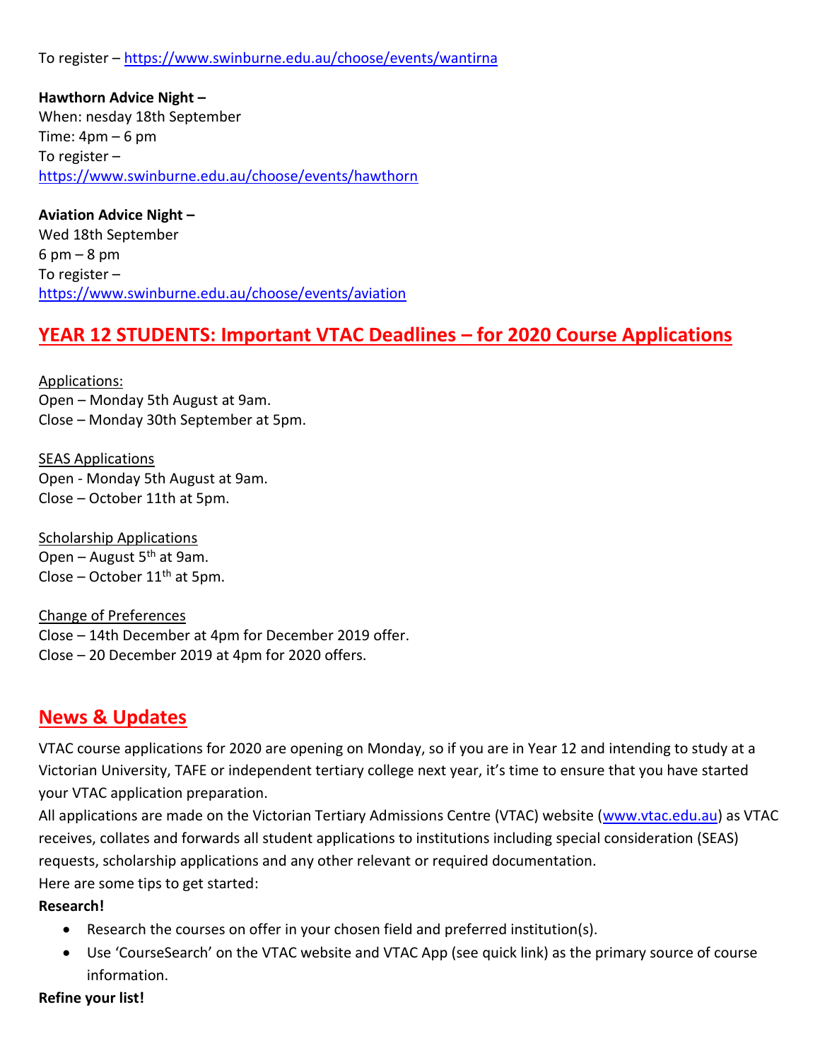To register – https://www.swinburne.edu.au/choose/events/wantirna

**Hawthorn Advice Night –**
When: nesday 18th September
Time: 4pm – 6 pm
To register –
https://www.swinburne.edu.au/choose/events/hawthorn

**Aviation Advice Night –**
Wed 18th September
6 pm – 8 pm
To register –
https://www.swinburne.edu.au/choose/events/aviation

## YEAR 12 STUDENTS: Important VTAC Deadlines – for 2020 Course Applications

Applications:
Open – Monday 5th August at 9am.
Close – Monday 30th September at 5pm.

SEAS Applications
Open - Monday 5th August at 9am.
Close – October 11th at 5pm.

Scholarship Applications
Open – August 5th at 9am.
Close – October 11th at 5pm.

Change of Preferences
Close – 14th December at 4pm for December 2019 offer.
Close – 20 December 2019 at 4pm for 2020 offers.

## News & Updates

VTAC course applications for 2020 are opening on Monday, so if you are in Year 12 and intending to study at a Victorian University, TAFE or independent tertiary college next year, it's time to ensure that you have started your VTAC application preparation.

All applications are made on the Victorian Tertiary Admissions Centre (VTAC) website (www.vtac.edu.au) as VTAC receives, collates and forwards all student applications to institutions including special consideration (SEAS) requests, scholarship applications and any other relevant or required documentation.

Here are some tips to get started:

**Research!**

- Research the courses on offer in your chosen field and preferred institution(s).
- Use 'CourseSearch' on the VTAC website and VTAC App (see quick link) as the primary source of course information.

**Refine your list!**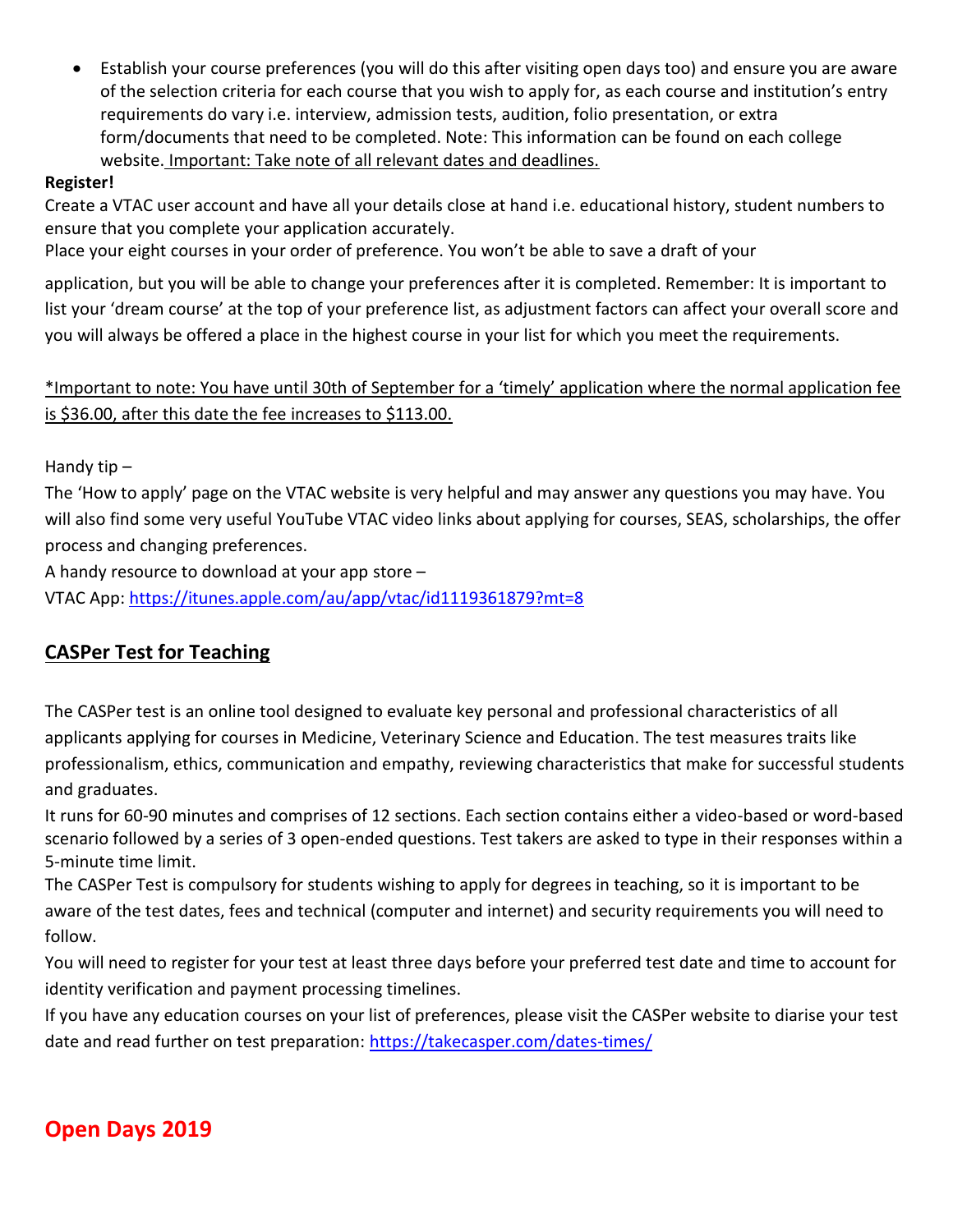- Establish your course preferences (you will do this after visiting open days too) and ensure you are aware of the selection criteria for each course that you wish to apply for, as each course and institution's entry requirements do vary i.e. interview, admission tests, audition, folio presentation, or extra form/documents that need to be completed. Note: This information can be found on each college website. <u>Important: Take note of all relevant dates and deadlines.</u>

**Register!**

Create a VTAC user account and have all your details close at hand i.e. educational history, student numbers to ensure that you complete your application accurately.

Place your eight courses in your order of preference. You won't be able to save a draft of your application, but you will be able to change your preferences after it is completed. Remember: It is important to list your 'dream course' at the top of your preference list, as adjustment factors can affect your overall score and you will always be offered a place in the highest course in your list for which you meet the requirements.

<u>*Important to note: You have until 30th of September for a 'timely' application where the normal application fee is $36.00, after this date the fee increases to $113.00.</u>

Handy tip –

The 'How to apply' page on the VTAC website is very helpful and may answer any questions you may have. You will also find some very useful YouTube VTAC video links about applying for courses, SEAS, scholarships, the offer process and changing preferences.

A handy resource to download at your app store –

VTAC App: https://itunes.apple.com/au/app/vtac/id1119361879?mt=8

## <u>CASPer Test for Teaching</u>

The CASPer test is an online tool designed to evaluate key personal and professional characteristics of all applicants applying for courses in Medicine, Veterinary Science and Education. The test measures traits like professionalism, ethics, communication and empathy, reviewing characteristics that make for successful students and graduates.

It runs for 60-90 minutes and comprises of 12 sections. Each section contains either a video-based or word-based scenario followed by a series of 3 open-ended questions. Test takers are asked to type in their responses within a 5-minute time limit.

The CASPer Test is compulsory for students wishing to apply for degrees in teaching, so it is important to be aware of the test dates, fees and technical (computer and internet) and security requirements you will need to follow.

You will need to register for your test at least three days before your preferred test date and time to account for identity verification and payment processing timelines.

If you have any education courses on your list of preferences, please visit the CASPer website to diarise your test date and read further on test preparation: https://takecasper.com/dates-times/

## Open Days 2019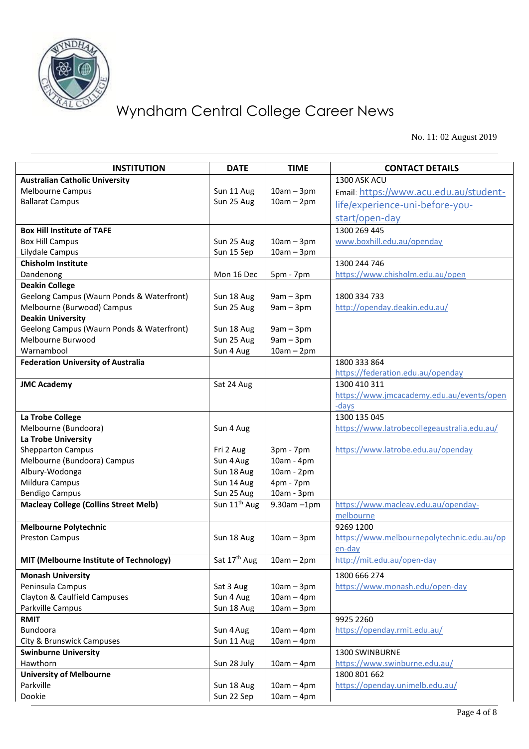# Wyndham Central College Career News

No. 11: 02 August 2019

| INSTITUTION | DATE | TIME | CONTACT DETAILS |
|---|---|---|---|
| **Australian Catholic University** | | | 1300 ASK ACU |
| Melbourne Campus | Sun 11 Aug | 10am – 3pm | Email: https://www.acu.edu.au/student-life/experience-uni-before-you-start/open-day |
| Ballarat Campus | Sun 25 Aug | 10am – 2pm | |
| **Box Hill Institute of TAFE** | | | 1300 269 445 |
| Box Hill Campus | Sun 25 Aug | 10am – 3pm | www.boxhill.edu.au/openday |
| Lilydale Campus | Sun 15 Sep | 10am – 3pm | |
| **Chisholm Institute** | | | 1300 244 746 |
| Dandenong | Mon 16 Dec | 5pm - 7pm | https://www.chisholm.edu.au/open |
| **Deakin College** | | | |
| Geelong Campus (Waurn Ponds & Waterfront) | Sun 18 Aug | 9am – 3pm | 1800 334 733 |
| Melbourne (Burwood) Campus | Sun 25 Aug | 9am – 3pm | http://openday.deakin.edu.au/ |
| **Deakin University** | | | |
| Geelong Campus (Waurn Ponds & Waterfront) | Sun 18 Aug | 9am – 3pm | |
| Melbourne Burwood | Sun 25 Aug | 9am – 3pm | |
| Warnambool | Sun 4 Aug | 10am – 2pm | |
| **Federation University of Australia** | | | 1800 333 864 https://federation.edu.au/openday |
| **JMC Academy** | Sat 24 Aug | | 1300 410 311 https://www.jmcacademy.edu.au/events/open-days |
| **La Trobe College** | | | 1300 135 045 |
| Melbourne (Bundoora) | Sun 4 Aug | | https://www.latrobecollegeaustralia.edu.au/ |
| **La Trobe University** | | | |
| Shepparton Campus | Fri 2 Aug | 3pm - 7pm | https://www.latrobe.edu.au/openday |
| Melbourne (Bundoora) Campus | Sun 4 Aug | 10am - 4pm | |
| Albury-Wodonga | Sun 18 Aug | 10am - 2pm | |
| Mildura Campus | Sun 14 Aug | 4pm - 7pm | |
| Bendigo Campus | Sun 25 Aug | 10am - 3pm | |
| **Macleay College (Collins Street Melb)** | Sun 11th Aug | 9.30am –1pm | https://www.macleay.edu.au/openday-melbourne |
| **Melbourne Polytechnic** | | | 9269 1200 |
| Preston Campus | Sun 18 Aug | 10am – 3pm | https://www.melbournepolytechnic.edu.au/open-day |
| **MIT (Melbourne Institute of Technology)** | Sat 17th Aug | 10am – 2pm | http://mit.edu.au/open-day |
| **Monash University** | | | 1800 666 274 |
| Peninsula Campus | Sat 3 Aug | 10am – 3pm | https://www.monash.edu/open-day |
| Clayton & Caulfield Campuses | Sun 4 Aug | 10am – 4pm | |
| Parkville Campus | Sun 18 Aug | 10am – 3pm | |
| **RMIT** | | | 9925 2260 |
| Bundoora | Sun 4 Aug | 10am – 4pm | https://openday.rmit.edu.au/ |
| City & Brunswick Campuses | Sun 11 Aug | 10am – 4pm | |
| **Swinburne University** | | | 1300 SWINBURNE |
| Hawthorn | Sun 28 July | 10am – 4pm | https://www.swinburne.edu.au/ |
| **University of Melbourne** | | | 1800 801 662 |
| Parkville | Sun 18 Aug | 10am – 4pm | https://openday.unimelb.edu.au/ |
| Dookie | Sun 22 Sep | 10am – 4pm | |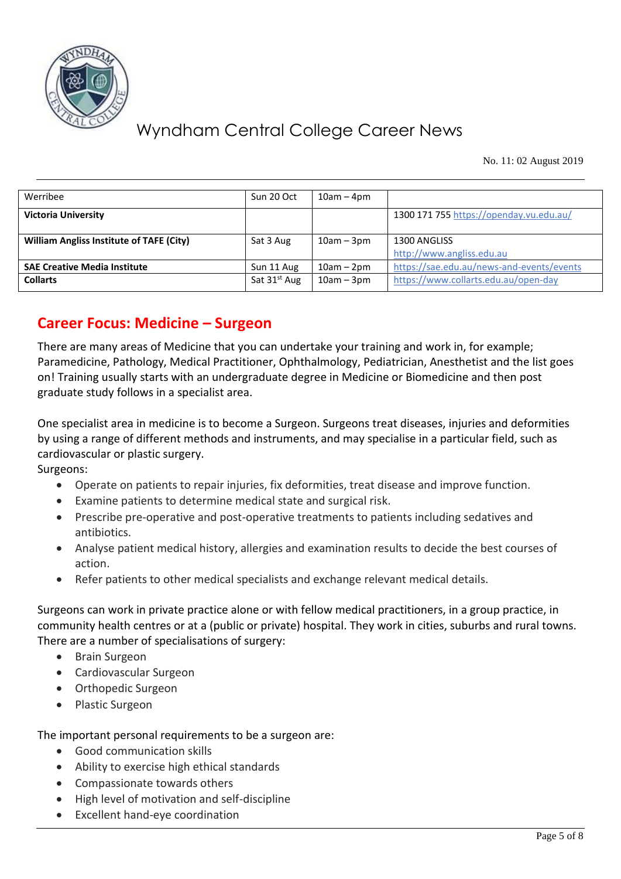| Werribee | Sun 20 Oct | 10am – 4pm | |
|---|---|---|---|
| **Victoria University** | | | 1300 171 755 https://openday.vu.edu.au/ |
| **William Anglis Institute of TAFE (City)** | Sat 3 Aug | 10am – 3pm | 1300 ANGLISS http://www.angliss.edu.au |
| **SAE Creative Media Institute** | Sun 11 Aug | 10am – 2pm | https://sae.edu.au/news-and-events/events |
| **Collarts** | Sat 31st Aug | 10am – 3pm | https://www.collarts.edu.au/open-day |

## Career Focus: Medicine – Surgeon

There are many areas of Medicine that you can undertake your training and work in, for example; Paramedicine, Pathology, Medical Practitioner, Ophthalmology, Pediatrician, Anesthetist and the list goes on! Training usually starts with an undergraduate degree in Medicine or Biomedicine and then post graduate study follows in a specialist area.

One specialist area in medicine is to become a Surgeon. Surgeons treat diseases, injuries and deformities by using a range of different methods and instruments, and may specialise in a particular field, such as cardiovascular or plastic surgery.

Surgeons:

- Operate on patients to repair injuries, fix deformities, treat disease and improve function.
- Examine patients to determine medical state and surgical risk.
- Prescribe pre-operative and post-operative treatments to patients including sedatives and antibiotics.
- Analyse patient medical history, allergies and examination results to decide the best courses of action.
- Refer patients to other medical specialists and exchange relevant medical details.

Surgeons can work in private practice alone or with fellow medical practitioners, in a group practice, in community health centres or at a (public or private) hospital. They work in cities, suburbs and rural towns. There are a number of specialisations of surgery:

- Brain Surgeon
- Cardiovascular Surgeon
- Orthopedic Surgeon
- Plastic Surgeon

The important personal requirements to be a surgeon are:

- Good communication skills
- Ability to exercise high ethical standards
- Compassionate towards others
- High level of motivation and self-discipline
- Excellent hand-eye coordination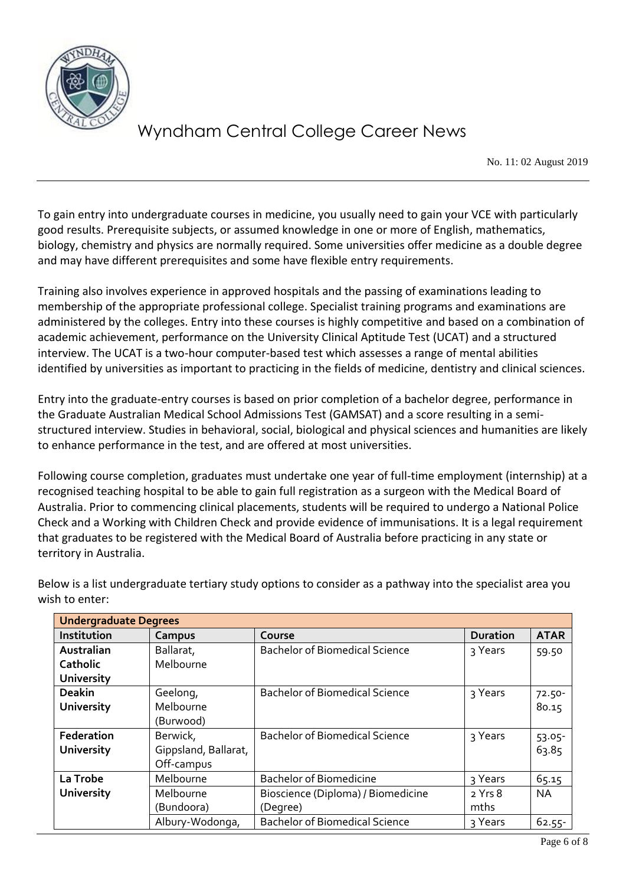To gain entry into undergraduate courses in medicine, you usually need to gain your VCE with particularly good results. Prerequisite subjects, or assumed knowledge in one or more of English, mathematics, biology, chemistry and physics are normally required. Some universities offer medicine as a double degree and may have different prerequisites and some have flexible entry requirements.

Training also involves experience in approved hospitals and the passing of examinations leading to membership of the appropriate professional college. Specialist training programs and examinations are administered by the colleges. Entry into these courses is highly competitive and based on a combination of academic achievement, performance on the University Clinical Aptitude Test (UCAT) and a structured interview. The UCAT is a two-hour computer-based test which assesses a range of mental abilities identified by universities as important to practicing in the fields of medicine, dentistry and clinical sciences.

Entry into the graduate-entry courses is based on prior completion of a bachelor degree, performance in the Graduate Australian Medical School Admissions Test (GAMSAT) and a score resulting in a semi-structured interview. Studies in behavioral, social, biological and physical sciences and humanities are likely to enhance performance in the test, and are offered at most universities.

Following course completion, graduates must undertake one year of full-time employment (internship) at a recognised teaching hospital to be able to gain full registration as a surgeon with the Medical Board of Australia. Prior to commencing clinical placements, students will be required to undergo a National Police Check and a Working with Children Check and provide evidence of immunisations. It is a legal requirement that graduates to be registered with the Medical Board of Australia before practicing in any state or territory in Australia.

Below is a list undergraduate tertiary study options to consider as a pathway into the specialist area you wish to enter:

| Undergraduate Degrees | | | | |
|---|---|---|---|---|
| **Institution** | **Campus** | **Course** | **Duration** | **ATAR** |
| **Australian Catholic University** | Ballarat, Melbourne | Bachelor of Biomedical Science | 3 Years | 59.50 |
| **Deakin University** | Geelong, Melbourne (Burwood) | Bachelor of Biomedical Science | 3 Years | 72.50-80.15 |
| **Federation University** | Berwick, Gippsland, Ballarat, Off-campus | Bachelor of Biomedical Science | 3 Years | 53.05-63.85 |
| **La Trobe University** | Melbourne | Bachelor of Biomedicine | 3 Years | 65.15 |
| | Melbourne (Bundoora) | Bioscience (Diploma) / Biomedicine (Degree) | 2 Yrs 8 mths | NA |
| | Albury-Wodonga, | Bachelor of Biomedical Science | 3 Years | 62.55- |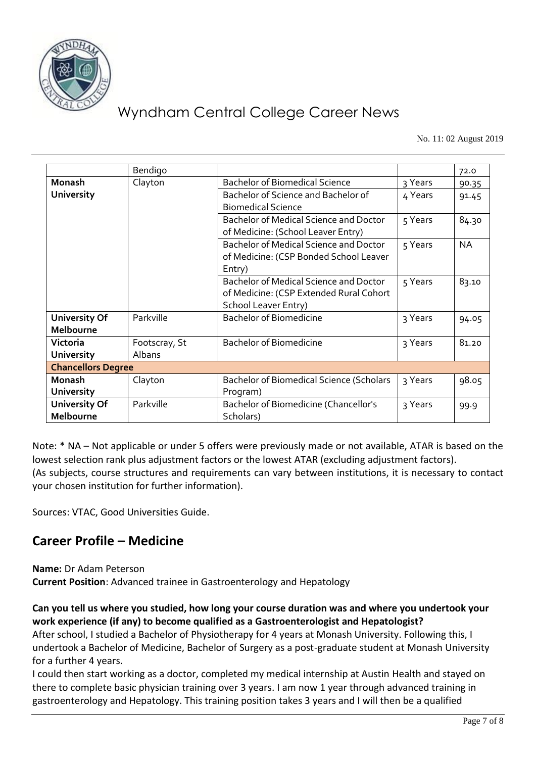|  | Bendigo |  |  | 72.0 |
|---|---|---|---|---|
| **Monash University** | Clayton | Bachelor of Biomedical Science | 3 Years | 90.35 |
|  |  | Bachelor of Science and Bachelor of Biomedical Science | 4 Years | 91.45 |
|  |  | Bachelor of Medical Science and Doctor of Medicine: (School Leaver Entry) | 5 Years | 84.30 |
|  |  | Bachelor of Medical Science and Doctor of Medicine: (CSP Bonded School Leaver Entry) | 5 Years | NA |
|  |  | Bachelor of Medical Science and Doctor of Medicine: (CSP Extended Rural Cohort School Leaver Entry) | 5 Years | 83.10 |
| **University Of Melbourne** | Parkville | Bachelor of Biomedicine | 3 Years | 94.05 |
| **Victoria University** | Footscray, St Albans | Bachelor of Biomedicine | 3 Years | 81.20 |
| **Chancellors Degree** |  |  |  |  |
| **Monash University** | Clayton | Bachelor of Biomedical Science (Scholars Program) | 3 Years | 98.05 |
| **University Of Melbourne** | Parkville | Bachelor of Biomedicine (Chancellor's Scholars) | 3 Years | 99.9 |

Note: * NA – Not applicable or under 5 offers were previously made or not available, ATAR is based on the lowest selection rank plus adjustment factors or the lowest ATAR (excluding adjustment factors).
(As subjects, course structures and requirements can vary between institutions, it is necessary to contact your chosen institution for further information).

Sources: VTAC, Good Universities Guide.

## Career Profile – Medicine

**Name:** Dr Adam Peterson
**Current Position**: Advanced trainee in Gastroenterology and Hepatology

**Can you tell us where you studied, how long your course duration was and where you undertook your work experience (if any) to become qualified as a Gastroenterologist and Hepatologist?**

After school, I studied a Bachelor of Physiotherapy for 4 years at Monash University. Following this, I undertook a Bachelor of Medicine, Bachelor of Surgery as a post-graduate student at Monash University for a further 4 years.

I could then start working as a doctor, completed my medical internship at Austin Health and stayed on there to complete basic physician training over 3 years. I am now 1 year through advanced training in gastroenterology and Hepatology. This training position takes 3 years and I will then be a qualified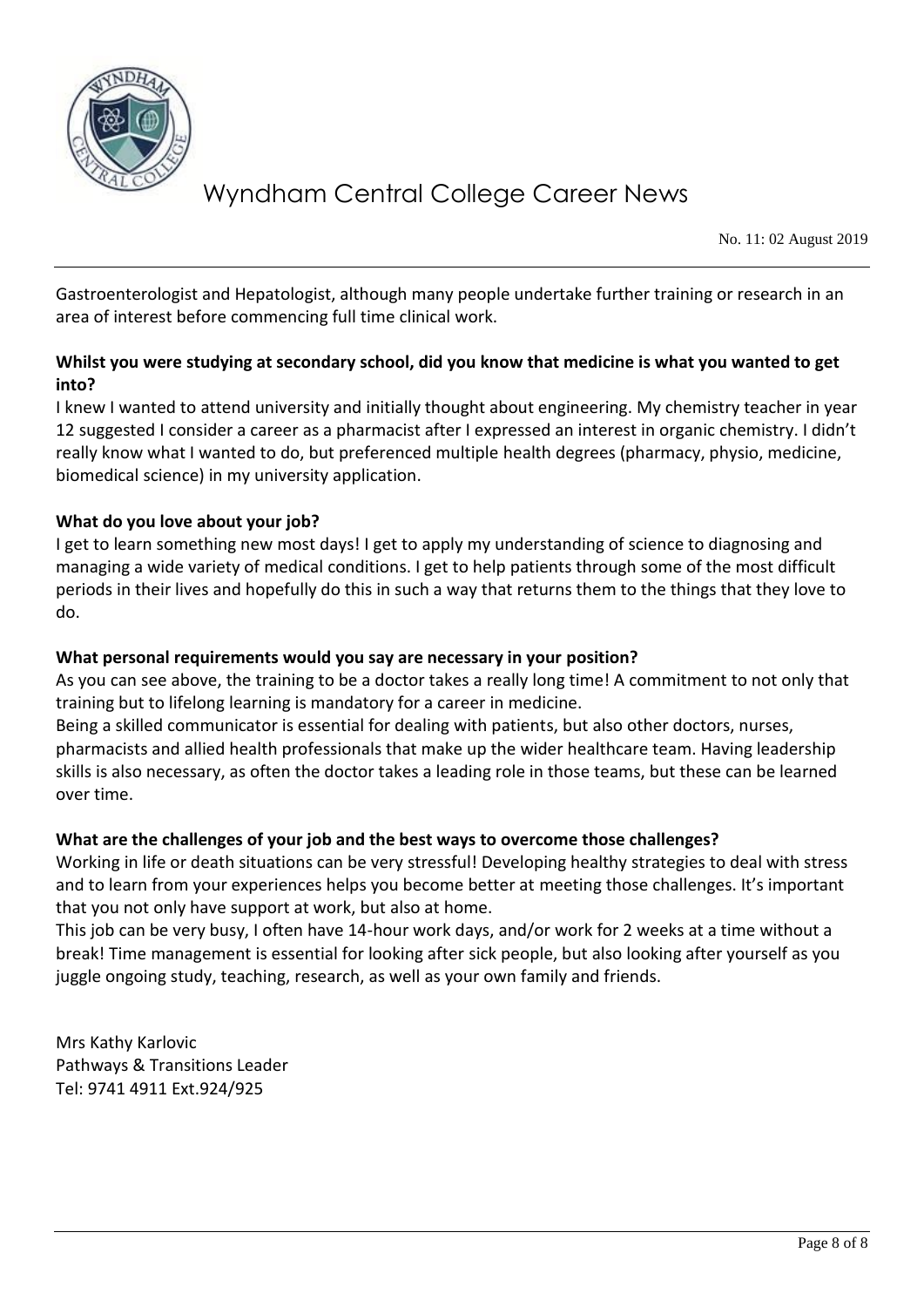Gastroenterologist and Hepatologist, although many people undertake further training or research in an area of interest before commencing full time clinical work.

**Whilst you were studying at secondary school, did you know that medicine is what you wanted to get into?**

I knew I wanted to attend university and initially thought about engineering. My chemistry teacher in year 12 suggested I consider a career as a pharmacist after I expressed an interest in organic chemistry. I didn't really know what I wanted to do, but preferenced multiple health degrees (pharmacy, physio, medicine, biomedical science) in my university application.

**What do you love about your job?**

I get to learn something new most days! I get to apply my understanding of science to diagnosing and managing a wide variety of medical conditions. I get to help patients through some of the most difficult periods in their lives and hopefully do this in such a way that returns them to the things that they love to do.

**What personal requirements would you say are necessary in your position?**

As you can see above, the training to be a doctor takes a really long time! A commitment to not only that training but to lifelong learning is mandatory for a career in medicine.

Being a skilled communicator is essential for dealing with patients, but also other doctors, nurses, pharmacists and allied health professionals that make up the wider healthcare team. Having leadership skills is also necessary, as often the doctor takes a leading role in those teams, but these can be learned over time.

**What are the challenges of your job and the best ways to overcome those challenges?**

Working in life or death situations can be very stressful! Developing healthy strategies to deal with stress and to learn from your experiences helps you become better at meeting those challenges. It's important that you not only have support at work, but also at home.

This job can be very busy, I often have 14-hour work days, and/or work for 2 weeks at a time without a break! Time management is essential for looking after sick people, but also looking after yourself as you juggle ongoing study, teaching, research, as well as your own family and friends.

Mrs Kathy Karlovic
Pathways & Transitions Leader
Tel: 9741 4911 Ext.924/925